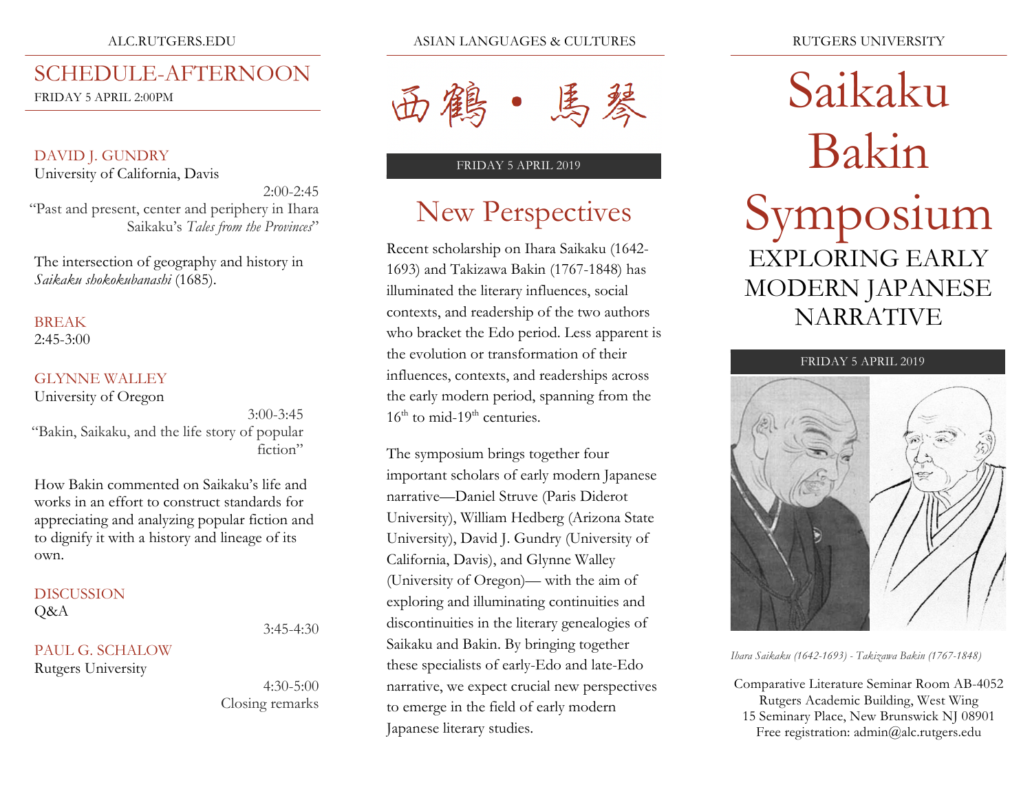# Saikaku Bakin Symposium

## EXPLORING EARLY MODERN JAPANESE NARRATIVE

FRIDAY 5 APRIL 2019

*Ihara Saikaku (1642-1693) - Takizawa Bakin (1767-1848)*

Comparative Literature Seminar Room AB-4052
Rutgers Academic Building, West Wing
15 Seminary Place, New Brunswick NJ 08901
Free registration: admin@alc.rutgers.edu

西鶴・馬琴

FRIDAY 5 APRIL 2019

## New Perspectives

Recent scholarship on Ihara Saikaku (1642-1693) and Takizawa Bakin (1767-1848) has illuminated the literary influences, social contexts, and readership of the two authors who bracket the Edo period. Less apparent is the evolution or transformation of their influences, contexts, and readerships across the early modern period, spanning from the 16th to mid-19th centuries.

The symposium brings together four important scholars of early modern Japanese narrative—Daniel Struve (Paris Diderot University), William Hedberg (Arizona State University), David J. Gundry (University of California, Davis), and Glynne Walley (University of Oregon)— with the aim of exploring and illuminating continuities and discontinuities in the literary genealogies of Saikaku and Bakin. By bringing together these specialists of early-Edo and late-Edo narrative, we expect crucial new perspectives to emerge in the field of early modern Japanese literary studies.

## SCHEDULE-AFTERNOON

FRIDAY 5 APRIL 2:00PM

### DAVID J. GUNDRY

University of California, Davis

2:00-2:45

"Past and present, center and periphery in Ihara Saikaku's *Tales from the Provinces*"

The intersection of geography and history in *Saikaku shokokubanashi* (1685).

### BREAK

2:45-3:00

### GLYNNE WALLEY

University of Oregon

3:00-3:45

"Bakin, Saikaku, and the life story of popular fiction"

How Bakin commented on Saikaku's life and works in an effort to construct standards for appreciating and analyzing popular fiction and to dignify it with a history and lineage of its own.

### DISCUSSION

Q&A

3:45-4:30

### PAUL G. SCHALOW

Rutgers University

4:30-5:00

Closing remarks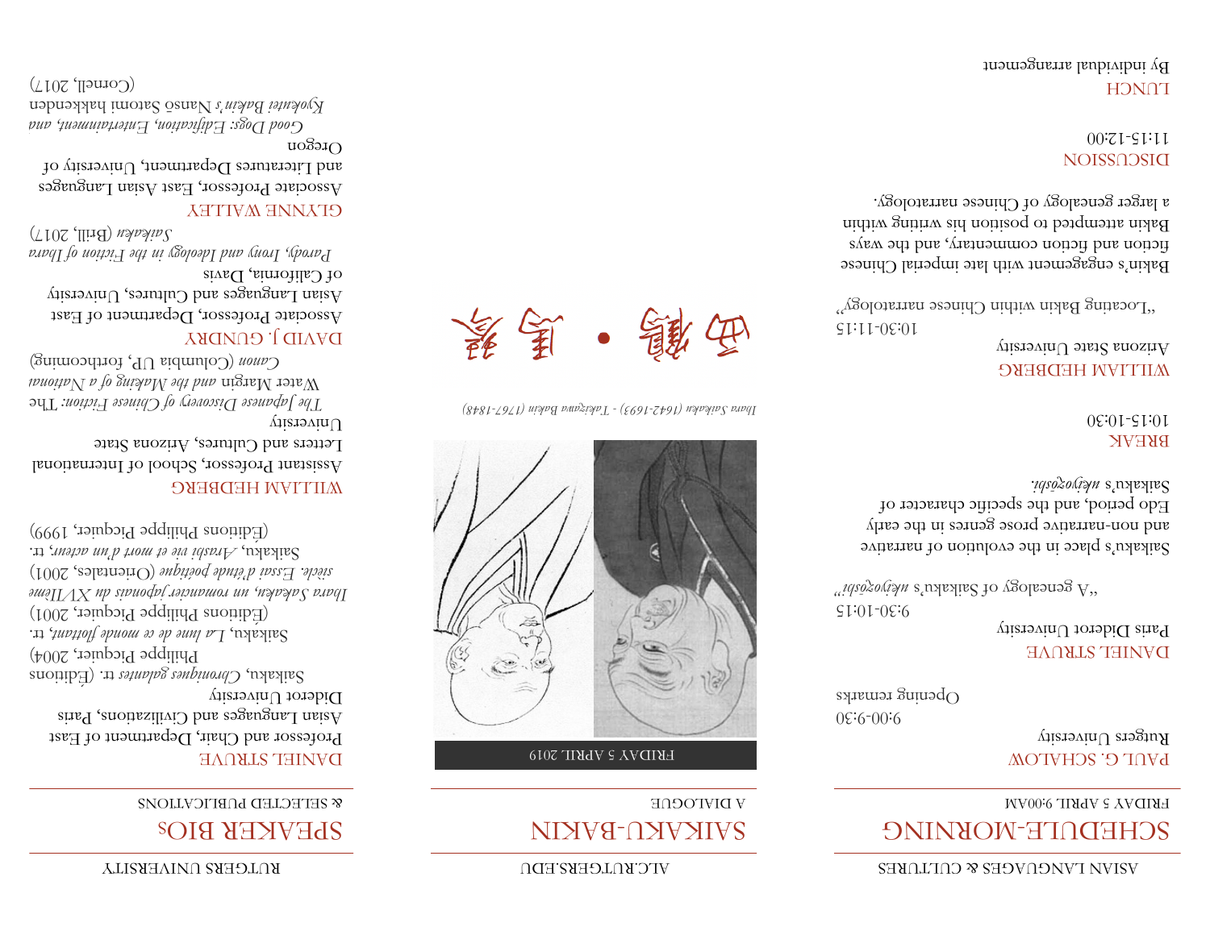ASIAN LANGUAGES & CULTURES

# SCHEDULE-MORNING

FRIDAY 5 APRIL 9:00AM

PAUL G. SCHALOW
Rutgers University

9:00-9:30
Opening remarks

DANIEL STRUVE
Paris Diderot University

9:30-10:15
"A genealogy of Saikaku's *ukiyozōshi*"

Saikaku's place in the evolution of narrative and non-narrative prose genres in the early Edo period, and the specific character of Saikaku's *ukiyozōshi*.

BREAK
10:15-10:30

WILLIAM HEDBERG
Arizona State University

10:30-11:15
"Locating Bakin within Chinese narratology"

Bakin's engagement with late imperial Chinese fiction and fiction commentary, and the ways Bakin attempted to position his writing within a larger genealogy of Chinese narratology.

DISCUSSION
11:15-12:00

LUNCH
By individual arrangement

ALC.RUTGERS.EDU

# SAIKAKU-BAKIN

A DIALOGUE

FRIDAY 5 APRIL 2019

*Ihara Saikaku (1642-1693) - Takizawa Bakin (1767-1848)*

西鶴・馬琴

RUTGERS UNIVERSITY

# SPEAKER BIOS

& SELECTED PUBLICATIONS

DANIEL STRUVE
Professor and Chair, Department of East Asian Languages and Civilizations, Paris Diderot University

Saikaku, *Chroniques galantes* tr. (Éditions Philippe Picquier, 2004)

Saikaku, *La lune de ce monde flottant*, tr. (Éditions Philippe Picquier, 2001)

*Ihara Saikaku, un romancier japonais du XVIIème siècle. Essai d'étude poétique* (Orientales, 2001)

Saikaku, *Arashi vie et mort d'un acteur*, tr. (Éditions Philippe Picquier, 1999)

WILLIAM HEDBERG
Assistant Professor, School of International Letters and Cultures, Arizona State University

*The Japanese Discovery of Chinese Fiction: The* Water Margin *and the Making of a National Canon* (Columbia UP, forthcoming)

DAVID J. GUNDRY
Associate Professor, Department of East Asian Languages and Cultures, University of California, Davis

*Parody, Irony and Ideology in the Fiction of Ihara Saikaku* (Brill, 2017)

GLYNNE WALLEY
Associate Professor, East Asian Languages and Literatures Department, University of Oregon

*Good Dogs: Edification, Entertainment, and Kyokutei Bakin's* Nansō Satomi hakkenden (Cornell, 2017)